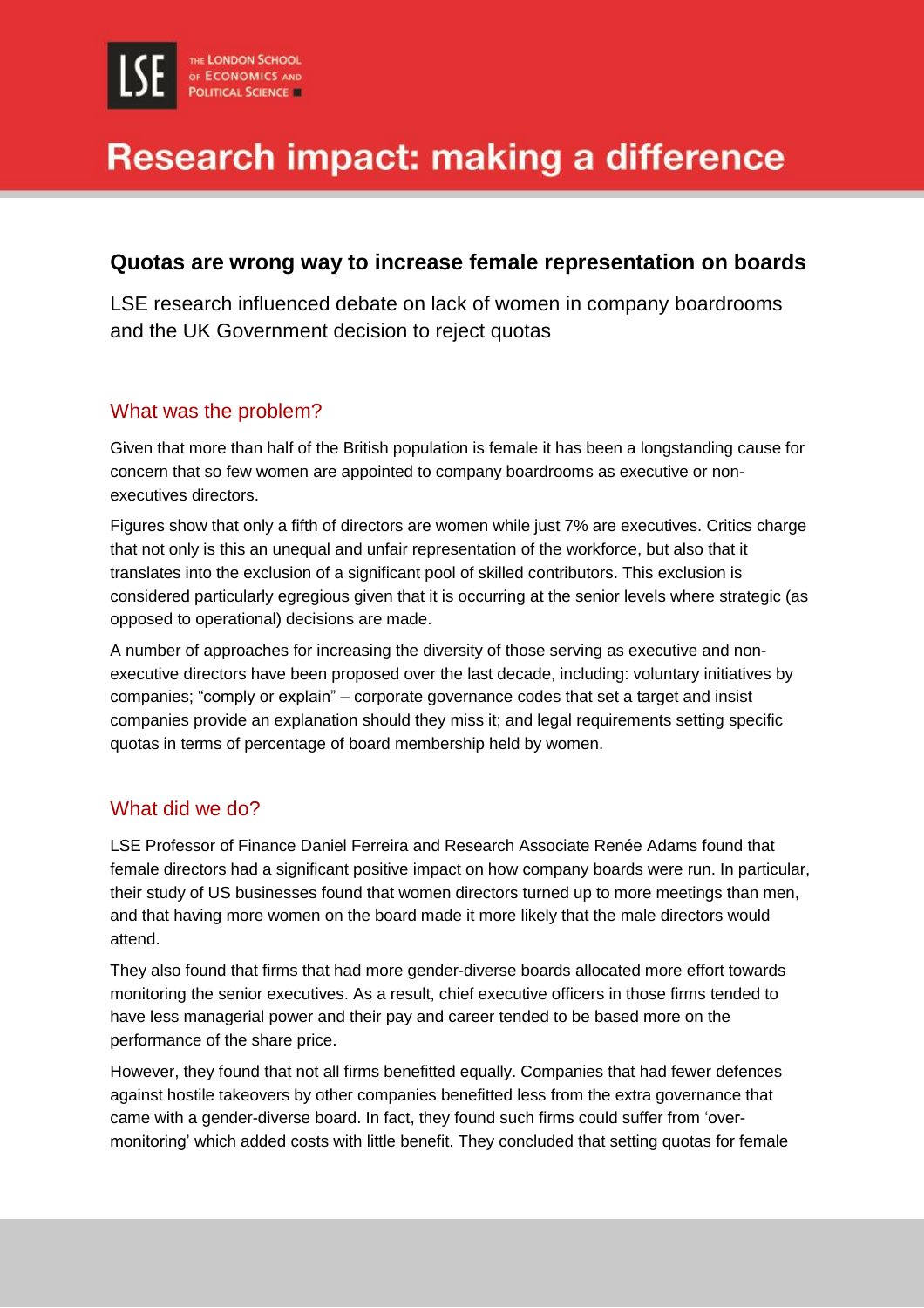# Research impact: making a difference

## Quotas are wrong way to increase female representation on boards

LSE research influenced debate on lack of women in company boardrooms and the UK Government decision to reject quotas

### What was the problem?

Given that more than half of the British population is female it has been a longstanding cause for concern that so few women are appointed to company boardrooms as executive or non-executives directors.

Figures show that only a fifth of directors are women while just 7% are executives. Critics charge that not only is this an unequal and unfair representation of the workforce, but also that it translates into the exclusion of a significant pool of skilled contributors. This exclusion is considered particularly egregious given that it is occurring at the senior levels where strategic (as opposed to operational) decisions are made.

A number of approaches for increasing the diversity of those serving as executive and non-executive directors have been proposed over the last decade, including: voluntary initiatives by companies; "comply or explain" – corporate governance codes that set a target and insist companies provide an explanation should they miss it; and legal requirements setting specific quotas in terms of percentage of board membership held by women.

### What did we do?

LSE Professor of Finance Daniel Ferreira and Research Associate Renée Adams found that female directors had a significant positive impact on how company boards were run. In particular, their study of US businesses found that women directors turned up to more meetings than men, and that having more women on the board made it more likely that the male directors would attend.

They also found that firms that had more gender-diverse boards allocated more effort towards monitoring the senior executives. As a result, chief executive officers in those firms tended to have less managerial power and their pay and career tended to be based more on the performance of the share price.

However, they found that not all firms benefitted equally. Companies that had fewer defences against hostile takeovers by other companies benefitted less from the extra governance that came with a gender-diverse board. In fact, they found such firms could suffer from 'over-monitoring' which added costs with little benefit. They concluded that setting quotas for female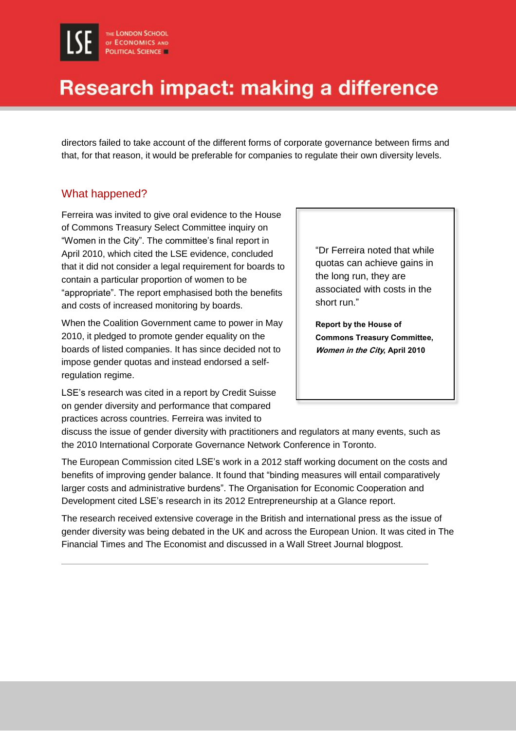directors failed to take account of the different forms of corporate governance between firms and that, for that reason, it would be preferable for companies to regulate their own diversity levels.

## What happened?

Ferreira was invited to give oral evidence to the House of Commons Treasury Select Committee inquiry on "Women in the City". The committee's final report in April 2010, which cited the LSE evidence, concluded that it did not consider a legal requirement for boards to contain a particular proportion of women to be "appropriate". The report emphasised both the benefits and costs of increased monitoring by boards.

When the Coalition Government came to power in May 2010, it pledged to promote gender equality on the boards of listed companies. It has since decided not to impose gender quotas and instead endorsed a self-regulation regime.

> "Dr Ferreira noted that while quotas can achieve gains in the long run, they are associated with costs in the short run."
>
> **Report by the House of Commons Treasury Committee, *Women in the City*, April 2010**

LSE's research was cited in a report by Credit Suisse on gender diversity and performance that compared practices across countries. Ferreira was invited to discuss the issue of gender diversity with practitioners and regulators at many events, such as the 2010 International Corporate Governance Network Conference in Toronto.

The European Commission cited LSE's work in a 2012 staff working document on the costs and benefits of improving gender balance. It found that "binding measures will entail comparatively larger costs and administrative burdens". The Organisation for Economic Cooperation and Development cited LSE's research in its 2012 Entrepreneurship at a Glance report.

The research received extensive coverage in the British and international press as the issue of gender diversity was being debated in the UK and across the European Union. It was cited in The Financial Times and The Economist and discussed in a Wall Street Journal blogpost.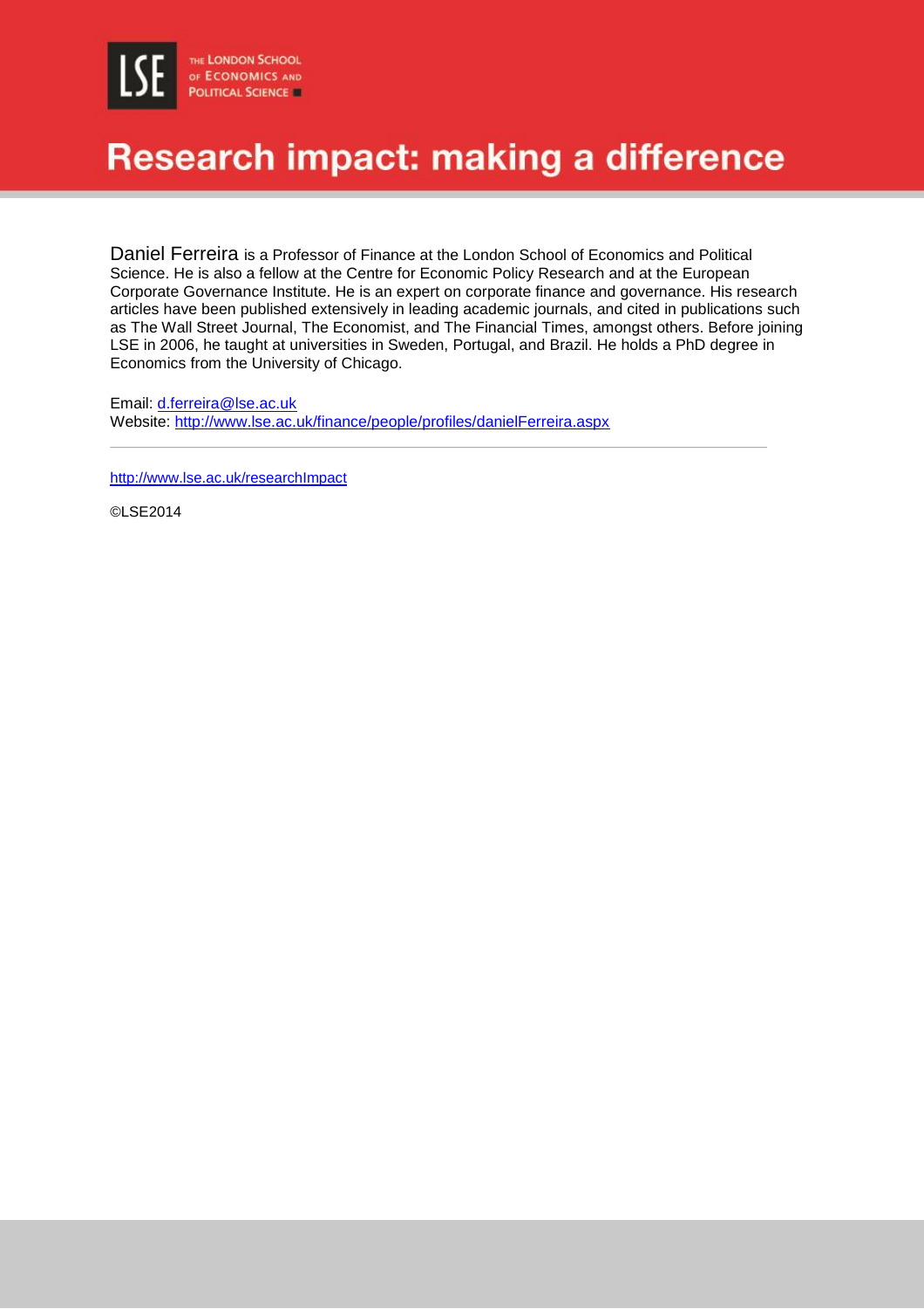Daniel Ferreira is a Professor of Finance at the London School of Economics and Political Science. He is also a fellow at the Centre for Economic Policy Research and at the European Corporate Governance Institute. He is an expert on corporate finance and governance. His research articles have been published extensively in leading academic journals, and cited in publications such as The Wall Street Journal, The Economist, and The Financial Times, amongst others. Before joining LSE in 2006, he taught at universities in Sweden, Portugal, and Brazil. He holds a PhD degree in Economics from the University of Chicago.

Email: d.ferreira@lse.ac.uk
Website: http://www.lse.ac.uk/finance/people/profiles/danielFerreira.aspx

---

http://www.lse.ac.uk/researchImpact

©LSE2014